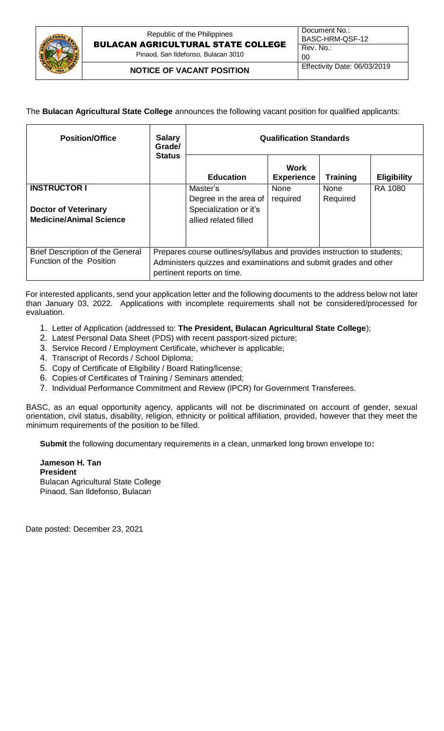Republic of the Philippines
**BULACAN AGRICULTURAL STATE COLLEGE**
Pinaod, San Ildefonso, Bulacan 3010

| Document No.: BASC-HRM-QSF-12 |
| --- |
| Rev. No.: 00 |
| Effectivity Date: 06/03/2019 |

**NOTICE OF VACANT POSITION**

The **Bulacan Agricultural State College** announces the following vacant position for qualified applicants:

| Position/Office | Salary Grade/ Status | Qualification Standards | | | |
| --- | --- | --- | --- | --- | --- |
| | | **Education** | **Work Experience** | **Training** | **Eligibility** |
| **INSTRUCTOR I**<br><br>**Doctor of Veterinary Medicine/Animal Science** | | Master's Degree in the area of Specialization or it's allied related filled | None required | None Required | RA 1080 |
| Brief Description of the General Function of the Position | Prepares course outlines/syllabus and provides instruction to students; Administers quizzes and examinations and submit grades and other pertinent reports on time. | | | | |

For interested applicants, send your application letter and the following documents to the address below not later than January 03, 2022. Applications with incomplete requirements shall not be considered/processed for evaluation.

1. Letter of Application (addressed to: **The President, Bulacan Agricultural State College**);
2. Latest Personal Data Sheet (PDS) with recent passport-sized picture;
3. Service Record / Employment Certificate, whichever is applicable;
4. Transcript of Records / School Diploma;
5. Copy of Certificate of Eligibility / Board Rating/license;
6. Copies of Certificates of Training / Seminars attended;
7. Individual Performance Commitment and Review (IPCR) for Government Transferees.

BASC, as an equal opportunity agency, applicants will not be discriminated on account of gender, sexual orientation, civil status, disability, religion, ethnicity or political affiliation, provided, however that they meet the minimum requirements of the position to be filled.

**Submit** the following documentary requirements in a clean, unmarked long brown envelope to**:**

**Jameson H. Tan**
**President**
Bulacan Agricultural State College
Pinaod, San Ildefonso, Bulacan

Date posted: December 23, 2021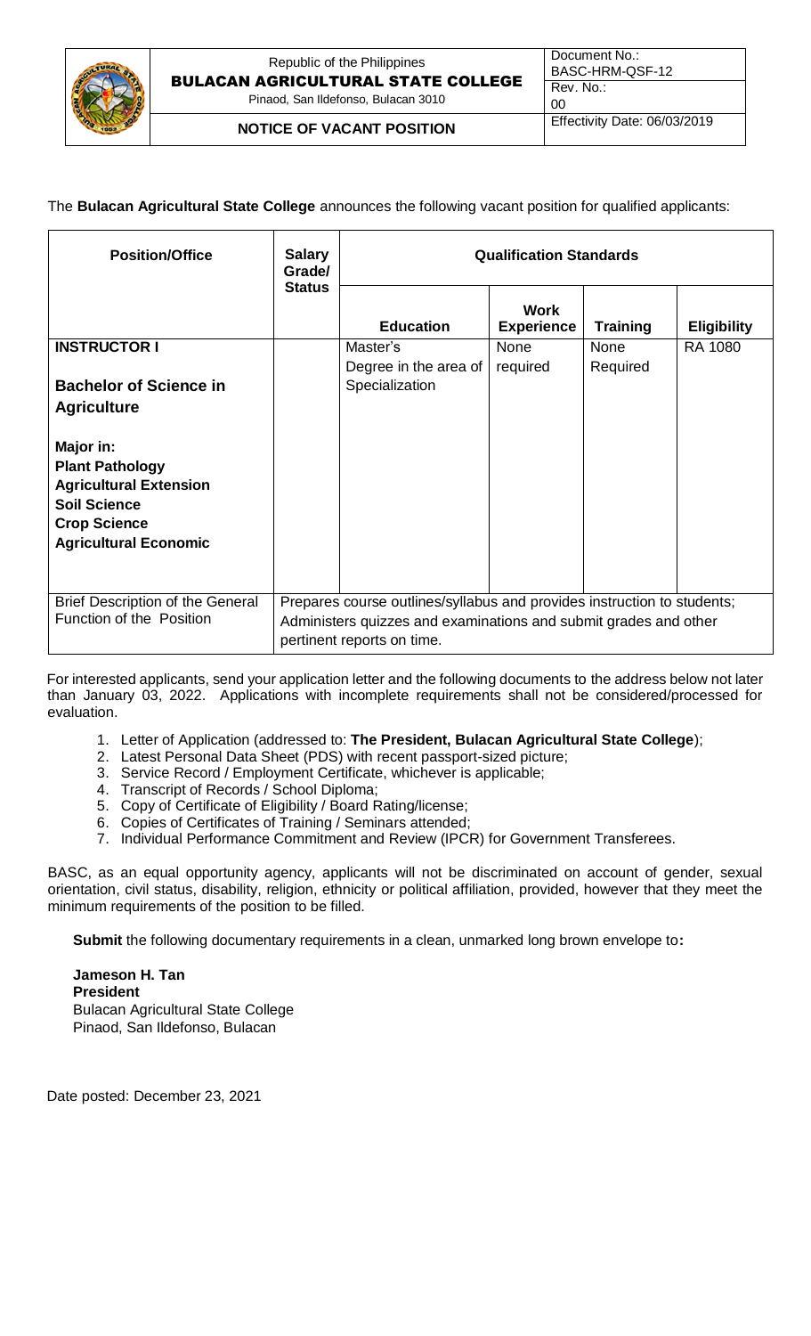| | Republic of the Philippines<br>**BULACAN AGRICULTURAL STATE COLLEGE**<br>Pinaod, San Ildefonso, Bulacan 3010 | Document No.: BASC-HRM-QSF-12<br>Rev. No.: 00 |
|---|---|---|
| | **NOTICE OF VACANT POSITION** | Effectivity Date: 06/03/2019 |

The **Bulacan Agricultural State College** announces the following vacant position for qualified applicants:

| Position/Office | Salary Grade/ Status | Qualification Standards | | | |
|---|---|---|---|---|---|
| | | Education | Work Experience | Training | Eligibility |
| **INSTRUCTOR I**<br><br>**Bachelor of Science in Agriculture**<br><br>**Major in:**<br>**Plant Pathology**<br>**Agricultural Extension**<br>**Soil Science**<br>**Crop Science**<br>**Agricultural Economic** | | Master's Degree in the area of Specialization | None required | None Required | RA 1080 |
| Brief Description of the General Function of the Position | Prepares course outlines/syllabus and provides instruction to students; Administers quizzes and examinations and submit grades and other pertinent reports on time. | | | | |

For interested applicants, send your application letter and the following documents to the address below not later than January 03, 2022. Applications with incomplete requirements shall not be considered/processed for evaluation.

1. Letter of Application (addressed to: **The President, Bulacan Agricultural State College**);
2. Latest Personal Data Sheet (PDS) with recent passport-sized picture;
3. Service Record / Employment Certificate, whichever is applicable;
4. Transcript of Records / School Diploma;
5. Copy of Certificate of Eligibility / Board Rating/license;
6. Copies of Certificates of Training / Seminars attended;
7. Individual Performance Commitment and Review (IPCR) for Government Transferees.

BASC, as an equal opportunity agency, applicants will not be discriminated on account of gender, sexual orientation, civil status, disability, religion, ethnicity or political affiliation, provided, however that they meet the minimum requirements of the position to be filled.

**Submit** the following documentary requirements in a clean, unmarked long brown envelope to**:**

**Jameson H. Tan**
**President**
Bulacan Agricultural State College
Pinaod, San Ildefonso, Bulacan

Date posted: December 23, 2021